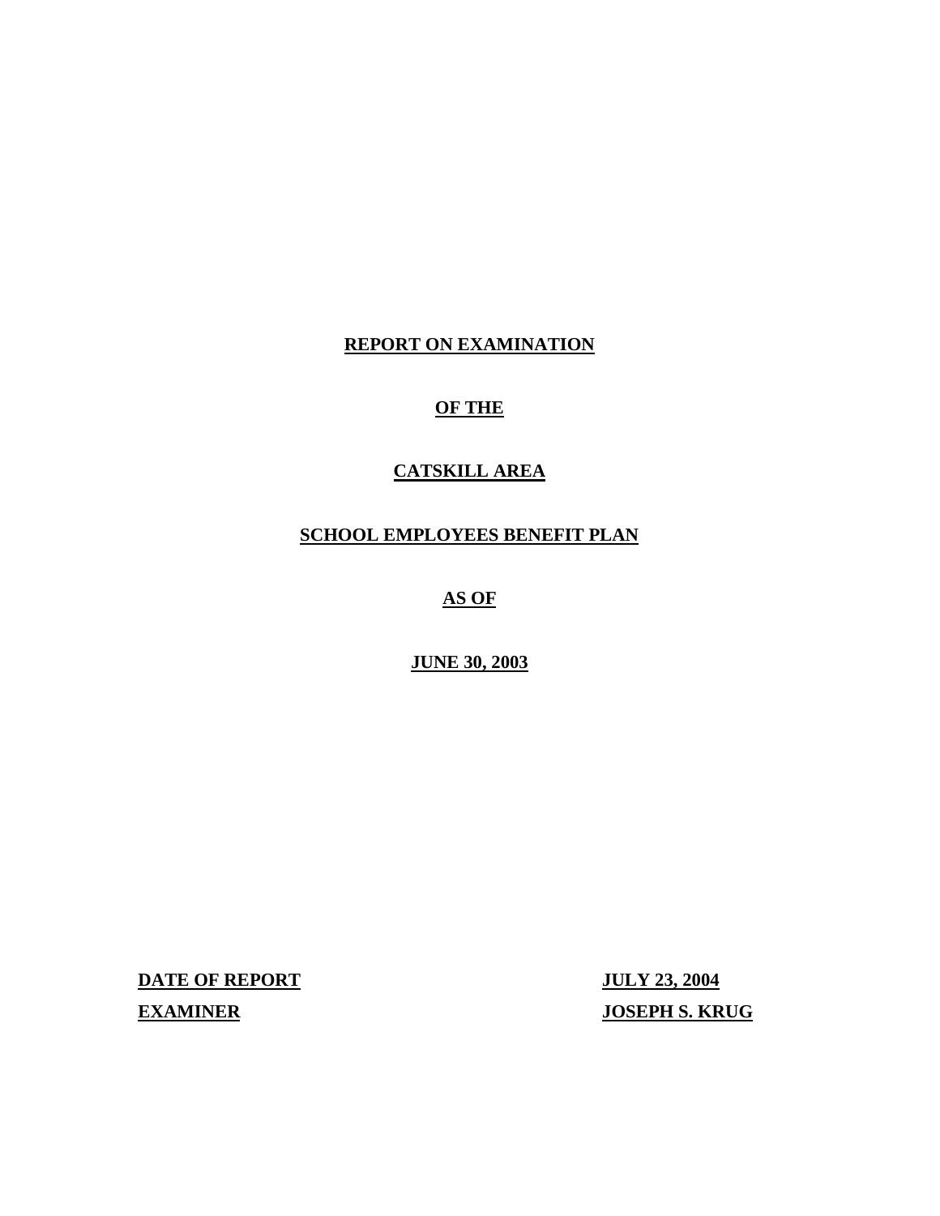**REPORT ON EXAMINATION**

**OF THE**

**CATSKILL AREA**

**SCHOOL EMPLOYEES BENEFIT PLAN**

**AS OF**

**JUNE 30, 2003**

| | |
|---|---|
| **DATE OF REPORT** | **JULY 23, 2004** |
| **EXAMINER** | **JOSEPH S. KRUG** |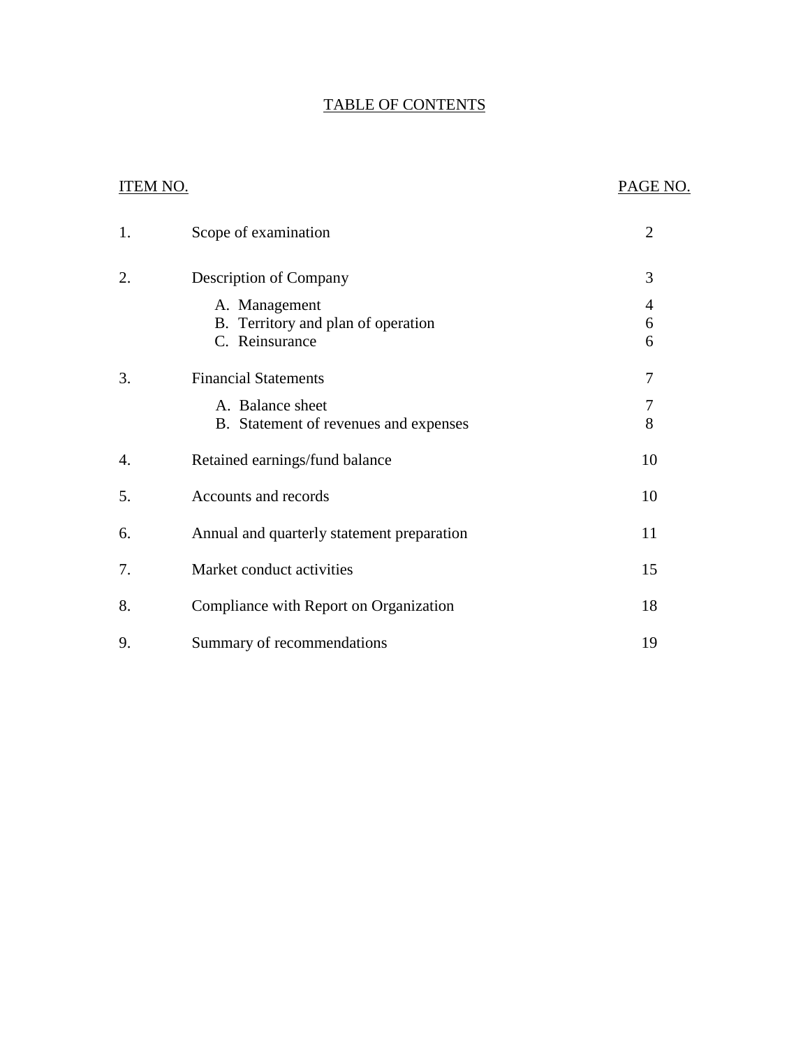# TABLE OF CONTENTS

| ITEM NO. | | PAGE NO. |
|---|---|---|
| 1. | Scope of examination | 2 |
| 2. | Description of Company | 3 |
| | A. Management | 4 |
| | B. Territory and plan of operation | 6 |
| | C. Reinsurance | 6 |
| 3. | Financial Statements | 7 |
| | A. Balance sheet | 7 |
| | B. Statement of revenues and expenses | 8 |
| 4. | Retained earnings/fund balance | 10 |
| 5. | Accounts and records | 10 |
| 6. | Annual and quarterly statement preparation | 11 |
| 7. | Market conduct activities | 15 |
| 8. | Compliance with Report on Organization | 18 |
| 9. | Summary of recommendations | 19 |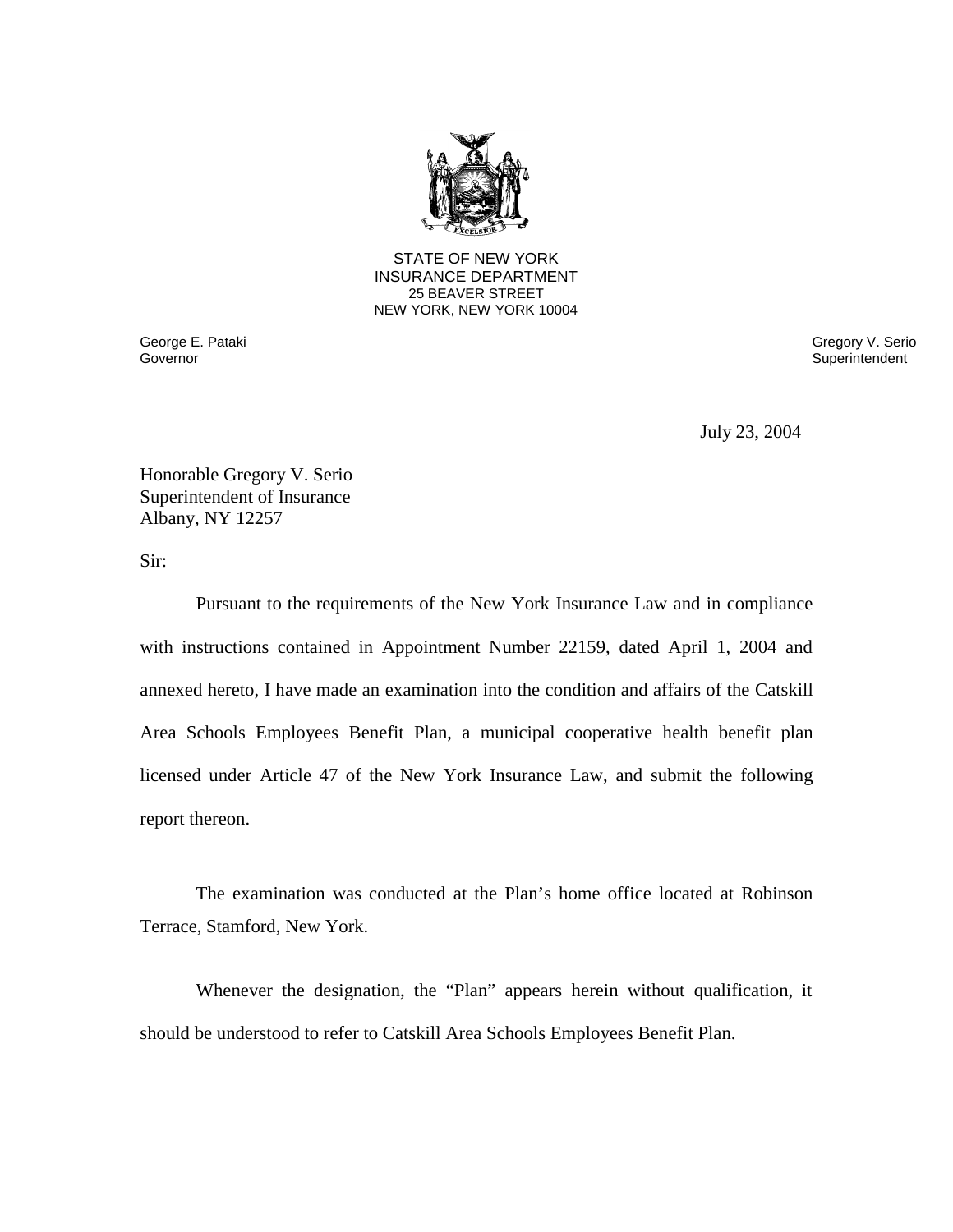STATE OF NEW YORK
INSURANCE DEPARTMENT
25 BEAVER STREET
NEW YORK, NEW YORK 10004

George E. Pataki
Governor

Gregory V. Serio
Superintendent

July 23, 2004

Honorable Gregory V. Serio
Superintendent of Insurance
Albany, NY 12257

Sir:

Pursuant to the requirements of the New York Insurance Law and in compliance with instructions contained in Appointment Number 22159, dated April 1, 2004 and annexed hereto, I have made an examination into the condition and affairs of the Catskill Area Schools Employees Benefit Plan, a municipal cooperative health benefit plan licensed under Article 47 of the New York Insurance Law, and submit the following report thereon.

The examination was conducted at the Plan's home office located at Robinson Terrace, Stamford, New York.

Whenever the designation, the "Plan" appears herein without qualification, it should be understood to refer to Catskill Area Schools Employees Benefit Plan.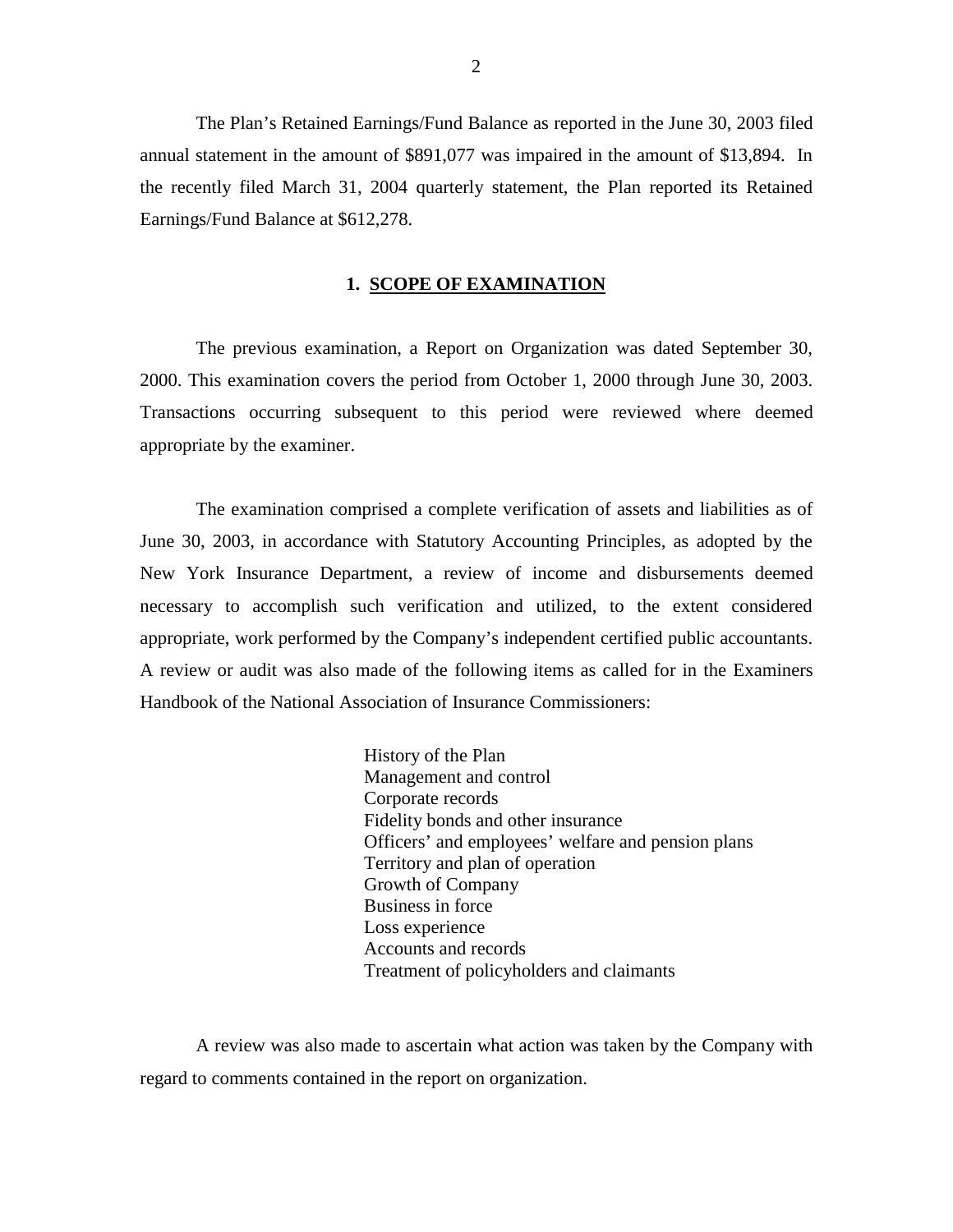The Plan's Retained Earnings/Fund Balance as reported in the June 30, 2003 filed annual statement in the amount of $891,077 was impaired in the amount of $13,894. In the recently filed March 31, 2004 quarterly statement, the Plan reported its Retained Earnings/Fund Balance at $612,278.

## 1. SCOPE OF EXAMINATION

The previous examination, a Report on Organization was dated September 30, 2000. This examination covers the period from October 1, 2000 through June 30, 2003. Transactions occurring subsequent to this period were reviewed where deemed appropriate by the examiner.

The examination comprised a complete verification of assets and liabilities as of June 30, 2003, in accordance with Statutory Accounting Principles, as adopted by the New York Insurance Department, a review of income and disbursements deemed necessary to accomplish such verification and utilized, to the extent considered appropriate, work performed by the Company's independent certified public accountants. A review or audit was also made of the following items as called for in the Examiners Handbook of the National Association of Insurance Commissioners:

- History of the Plan
- Management and control
- Corporate records
- Fidelity bonds and other insurance
- Officers' and employees' welfare and pension plans
- Territory and plan of operation
- Growth of Company
- Business in force
- Loss experience
- Accounts and records
- Treatment of policyholders and claimants

A review was also made to ascertain what action was taken by the Company with regard to comments contained in the report on organization.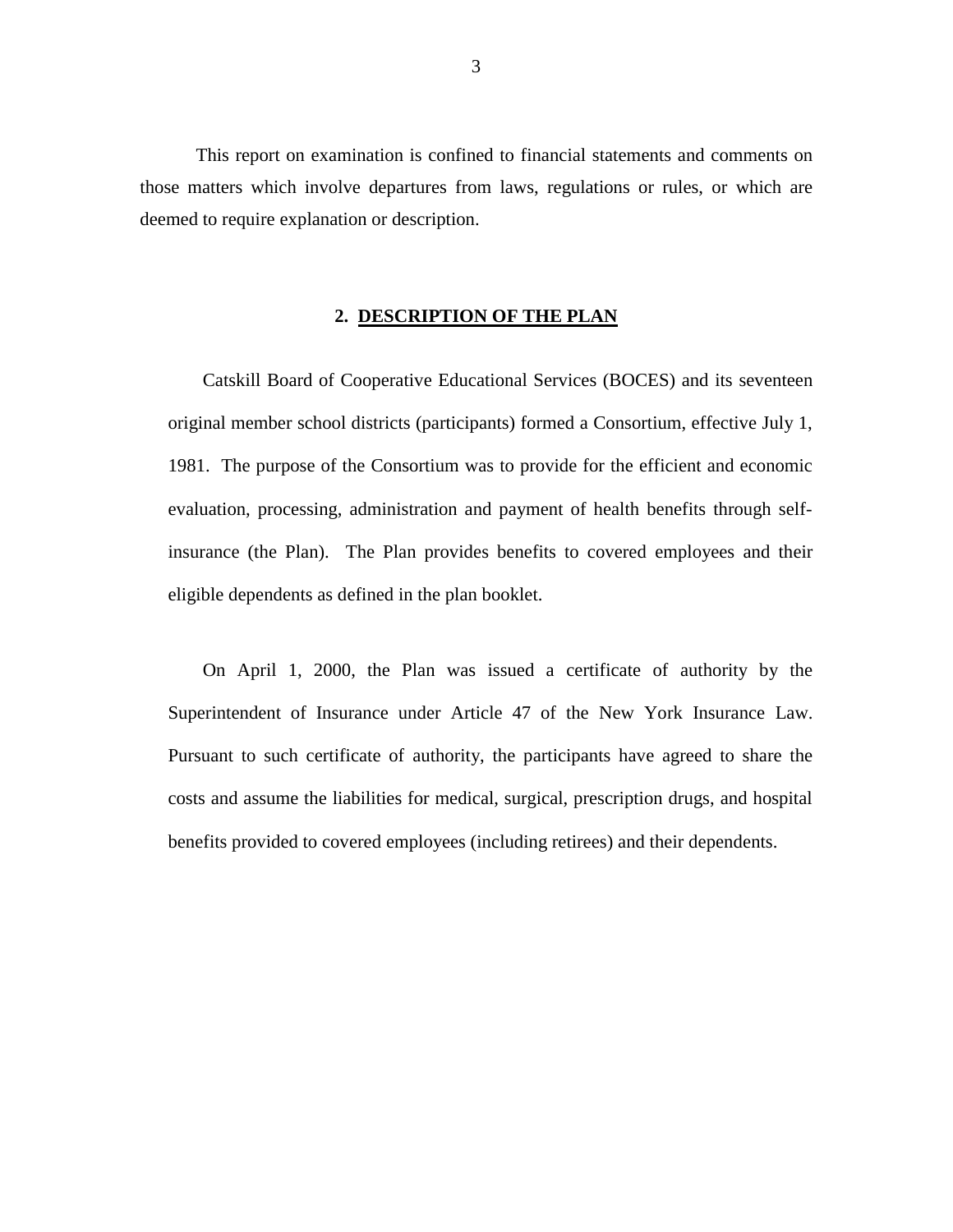This report on examination is confined to financial statements and comments on those matters which involve departures from laws, regulations or rules, or which are deemed to require explanation or description.

## 2. DESCRIPTION OF THE PLAN

Catskill Board of Cooperative Educational Services (BOCES) and its seventeen original member school districts (participants) formed a Consortium, effective July 1, 1981. The purpose of the Consortium was to provide for the efficient and economic evaluation, processing, administration and payment of health benefits through self-insurance (the Plan). The Plan provides benefits to covered employees and their eligible dependents as defined in the plan booklet.

On April 1, 2000, the Plan was issued a certificate of authority by the Superintendent of Insurance under Article 47 of the New York Insurance Law. Pursuant to such certificate of authority, the participants have agreed to share the costs and assume the liabilities for medical, surgical, prescription drugs, and hospital benefits provided to covered employees (including retirees) and their dependents.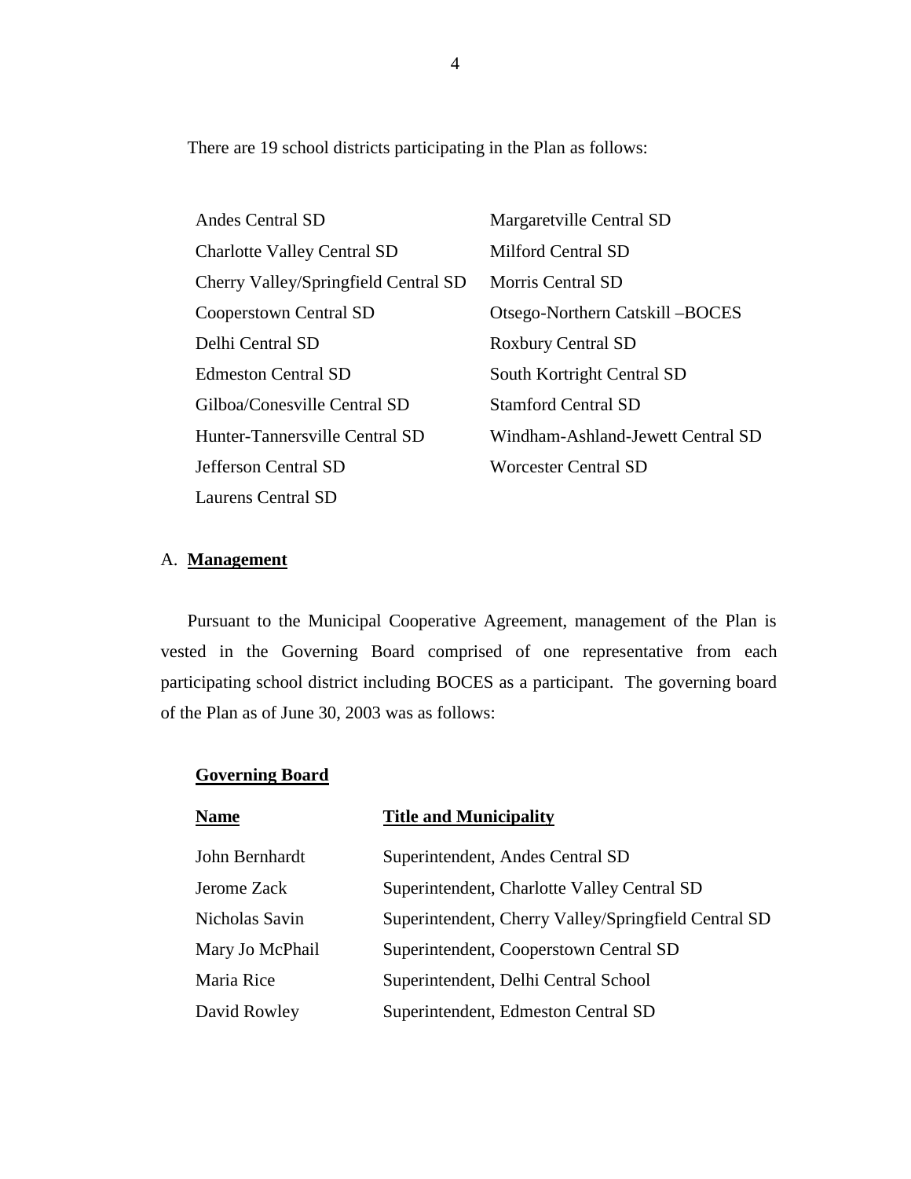There are 19 school districts participating in the Plan as follows:

| | |
|---|---|
| Andes Central SD | Margaretville Central SD |
| Charlotte Valley Central SD | Milford Central SD |
| Cherry Valley/Springfield Central SD | Morris Central SD |
| Cooperstown Central SD | Otsego-Northern Catskill –BOCES |
| Delhi Central SD | Roxbury Central SD |
| Edmeston Central SD | South Kortright Central SD |
| Gilboa/Conesville Central SD | Stamford Central SD |
| Hunter-Tannersville Central SD | Windham-Ashland-Jewett Central SD |
| Jefferson Central SD | Worcester Central SD |
| Laurens Central SD | |

A. **Management**

Pursuant to the Municipal Cooperative Agreement, management of the Plan is vested in the Governing Board comprised of one representative from each participating school district including BOCES as a participant. The governing board of the Plan as of June 30, 2003 was as follows:

**Governing Board**

| **Name** | **Title and Municipality** |
|---|---|
| John Bernhardt | Superintendent, Andes Central SD |
| Jerome Zack | Superintendent, Charlotte Valley Central SD |
| Nicholas Savin | Superintendent, Cherry Valley/Springfield Central SD |
| Mary Jo McPhail | Superintendent, Cooperstown Central SD |
| Maria Rice | Superintendent, Delhi Central School |
| David Rowley | Superintendent, Edmeston Central SD |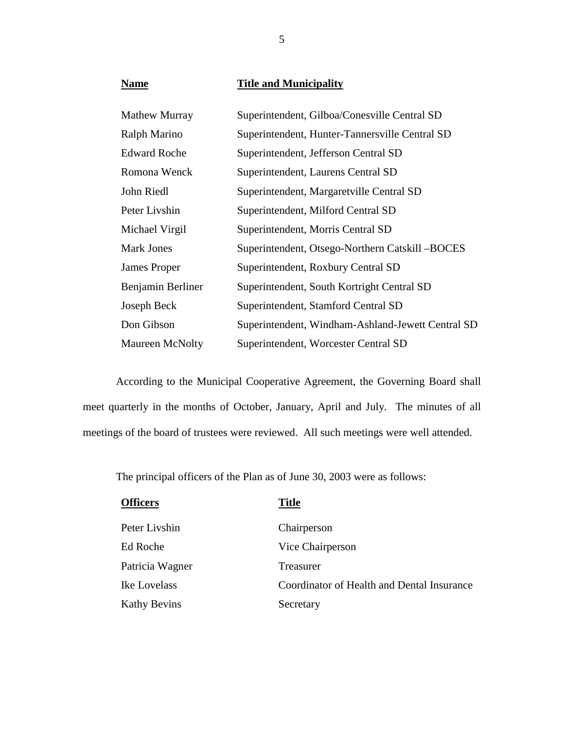| Name | Title and Municipality |
|---|---|
| Mathew Murray | Superintendent, Gilboa/Conesville Central SD |
| Ralph Marino | Superintendent, Hunter-Tannersville Central SD |
| Edward Roche | Superintendent, Jefferson Central SD |
| Romona Wenck | Superintendent, Laurens Central SD |
| John Riedl | Superintendent, Margaretville Central SD |
| Peter Livshin | Superintendent, Milford Central SD |
| Michael Virgil | Superintendent, Morris Central SD |
| Mark Jones | Superintendent, Otsego-Northern Catskill –BOCES |
| James Proper | Superintendent, Roxbury Central SD |
| Benjamin Berliner | Superintendent, South Kortright Central SD |
| Joseph Beck | Superintendent, Stamford Central SD |
| Don Gibson | Superintendent, Windham-Ashland-Jewett Central SD |
| Maureen McNolty | Superintendent, Worcester Central SD |

According to the Municipal Cooperative Agreement, the Governing Board shall meet quarterly in the months of October, January, April and July. The minutes of all meetings of the board of trustees were reviewed. All such meetings were well attended.

The principal officers of the Plan as of June 30, 2003 were as follows:

| Officers | Title |
|---|---|
| Peter Livshin | Chairperson |
| Ed Roche | Vice Chairperson |
| Patricia Wagner | Treasurer |
| Ike Lovelass | Coordinator of Health and Dental Insurance |
| Kathy Bevins | Secretary |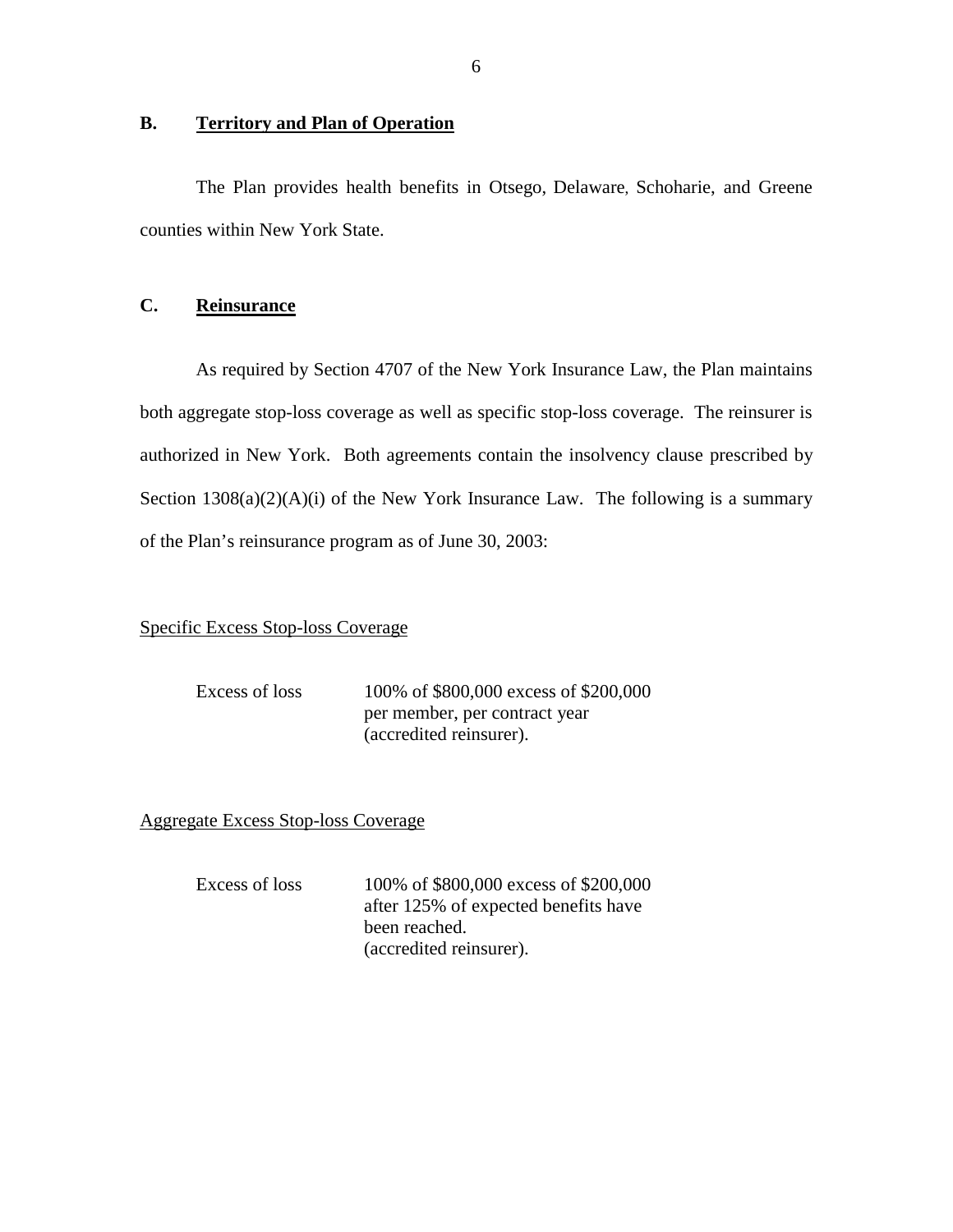## B. Territory and Plan of Operation

The Plan provides health benefits in Otsego, Delaware, Schoharie, and Greene counties within New York State.

## C. Reinsurance

As required by Section 4707 of the New York Insurance Law, the Plan maintains both aggregate stop-loss coverage as well as specific stop-loss coverage. The reinsurer is authorized in New York. Both agreements contain the insolvency clause prescribed by Section 1308(a)(2)(A)(i) of the New York Insurance Law. The following is a summary of the Plan's reinsurance program as of June 30, 2003:

Specific Excess Stop-loss Coverage

| | |
|---|---|
| Excess of loss | 100% of $800,000 excess of $200,000 per member, per contract year (accredited reinsurer). |

Aggregate Excess Stop-loss Coverage

| | |
|---|---|
| Excess of loss | 100% of $800,000 excess of $200,000 after 125% of expected benefits have been reached. (accredited reinsurer). |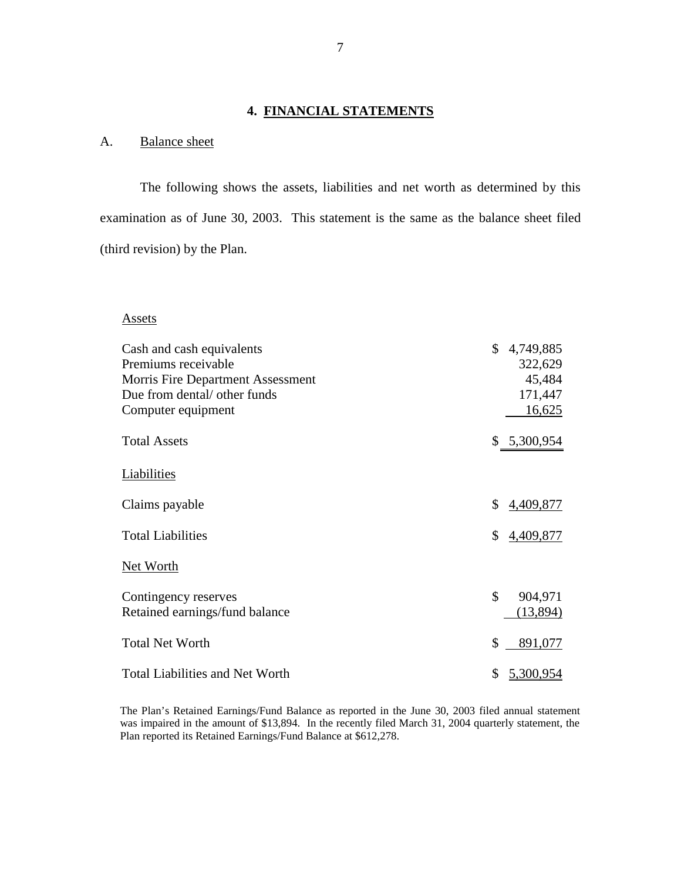## 4. FINANCIAL STATEMENTS

A. Balance sheet

The following shows the assets, liabilities and net worth as determined by this examination as of June 30, 2003. This statement is the same as the balance sheet filed (third revision) by the Plan.

| | |
|---|---|
| **Assets** | |
| Cash and cash equivalents | $ 4,749,885 |
| Premiums receivable | 322,629 |
| Morris Fire Department Assessment | 45,484 |
| Due from dental/ other funds | 171,447 |
| Computer equipment | 16,625 |
| Total Assets | $ 5,300,954 |
| **Liabilities** | |
| Claims payable | $ 4,409,877 |
| Total Liabilities | $ 4,409,877 |
| **Net Worth** | |
| Contingency reserves | $ 904,971 |
| Retained earnings/fund balance | (13,894) |
| Total Net Worth | $ 891,077 |
| Total Liabilities and Net Worth | $ 5,300,954 |

The Plan's Retained Earnings/Fund Balance as reported in the June 30, 2003 filed annual statement was impaired in the amount of $13,894. In the recently filed March 31, 2004 quarterly statement, the Plan reported its Retained Earnings/Fund Balance at $612,278.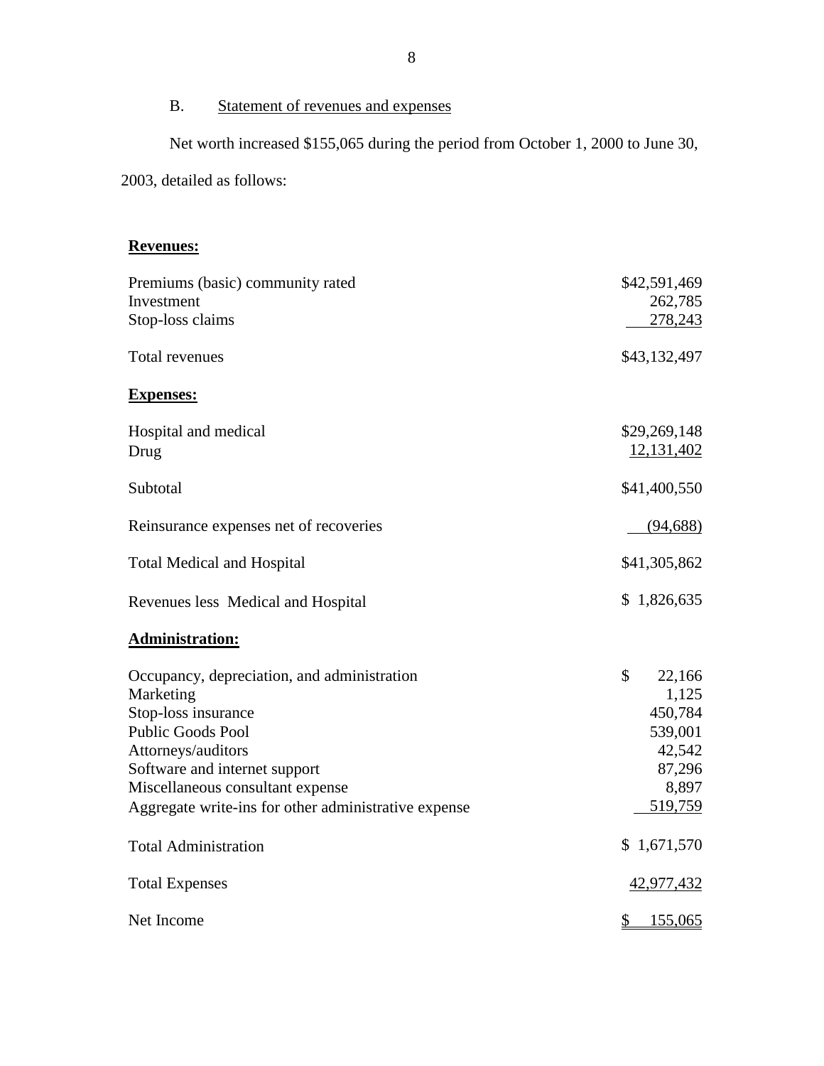B. Statement of revenues and expenses

Net worth increased $155,065 during the period from October 1, 2000 to June 30, 2003, detailed as follows:

| | |
|---|---|
| **Revenues:** | |
| Premiums (basic) community rated | $42,591,469 |
| Investment | 262,785 |
| Stop-loss claims | 278,243 |
| Total revenues | $43,132,497 |
| **Expenses:** | |
| Hospital and medical | $29,269,148 |
| Drug | 12,131,402 |
| Subtotal | $41,400,550 |
| Reinsurance expenses net of recoveries | (94,688) |
| Total Medical and Hospital | $41,305,862 |
| Revenues less Medical and Hospital | $ 1,826,635 |
| **Administration:** | |
| Occupancy, depreciation, and administration | $ 22,166 |
| Marketing | 1,125 |
| Stop-loss insurance | 450,784 |
| Public Goods Pool | 539,001 |
| Attorneys/auditors | 42,542 |
| Software and internet support | 87,296 |
| Miscellaneous consultant expense | 8,897 |
| Aggregate write-ins for other administrative expense | 519,759 |
| Total Administration | $ 1,671,570 |
| Total Expenses | 42,977,432 |
| Net Income | $ 155,065 |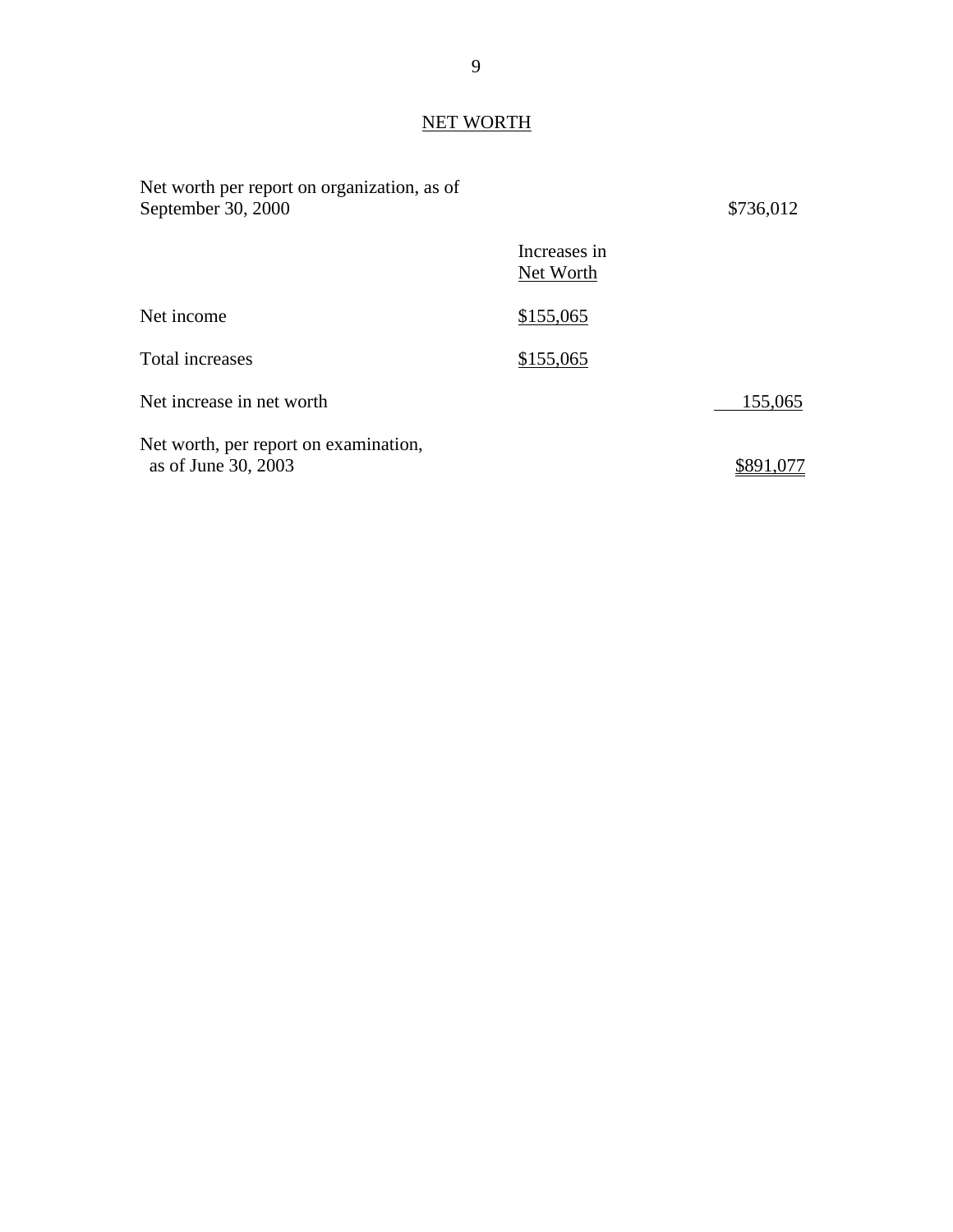## NET WORTH

| | Increases in Net Worth | |
|---|---|---|
| Net worth per report on organization, as of September 30, 2000 | | $736,012 |
| Net income | $155,065 | |
| Total increases | $155,065 | |
| Net increase in net worth | | 155,065 |
| Net worth, per report on examination, as of June 30, 2003 | | $891,077 |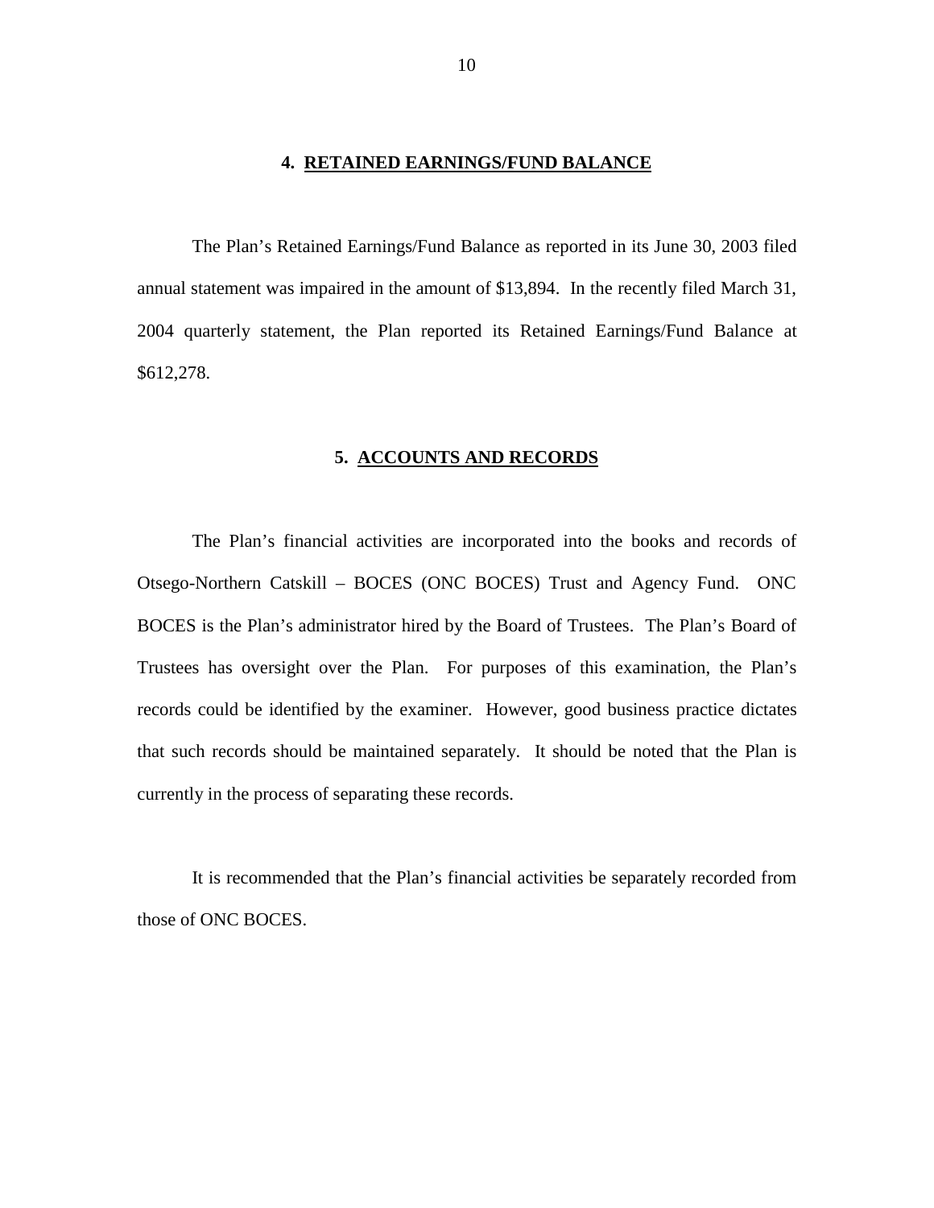## 4. RETAINED EARNINGS/FUND BALANCE

The Plan's Retained Earnings/Fund Balance as reported in its June 30, 2003 filed annual statement was impaired in the amount of $13,894. In the recently filed March 31, 2004 quarterly statement, the Plan reported its Retained Earnings/Fund Balance at $612,278.

## 5. ACCOUNTS AND RECORDS

The Plan's financial activities are incorporated into the books and records of Otsego-Northern Catskill – BOCES (ONC BOCES) Trust and Agency Fund. ONC BOCES is the Plan's administrator hired by the Board of Trustees. The Plan's Board of Trustees has oversight over the Plan. For purposes of this examination, the Plan's records could be identified by the examiner. However, good business practice dictates that such records should be maintained separately. It should be noted that the Plan is currently in the process of separating these records.

It is recommended that the Plan's financial activities be separately recorded from those of ONC BOCES.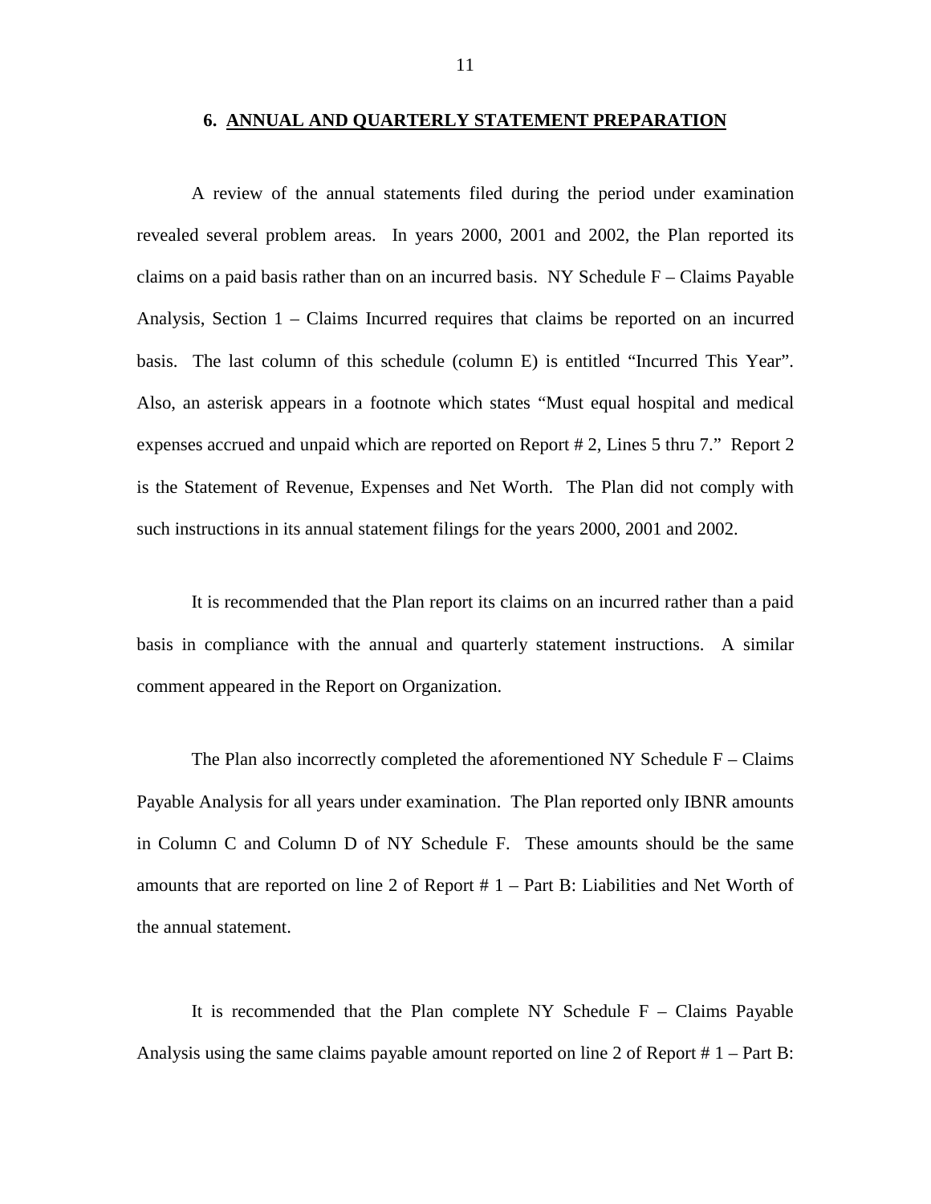## 6. ANNUAL AND QUARTERLY STATEMENT PREPARATION

A review of the annual statements filed during the period under examination revealed several problem areas. In years 2000, 2001 and 2002, the Plan reported its claims on a paid basis rather than on an incurred basis. NY Schedule F – Claims Payable Analysis, Section 1 – Claims Incurred requires that claims be reported on an incurred basis. The last column of this schedule (column E) is entitled "Incurred This Year". Also, an asterisk appears in a footnote which states "Must equal hospital and medical expenses accrued and unpaid which are reported on Report # 2, Lines 5 thru 7." Report 2 is the Statement of Revenue, Expenses and Net Worth. The Plan did not comply with such instructions in its annual statement filings for the years 2000, 2001 and 2002.

It is recommended that the Plan report its claims on an incurred rather than a paid basis in compliance with the annual and quarterly statement instructions. A similar comment appeared in the Report on Organization.

The Plan also incorrectly completed the aforementioned NY Schedule F – Claims Payable Analysis for all years under examination. The Plan reported only IBNR amounts in Column C and Column D of NY Schedule F. These amounts should be the same amounts that are reported on line 2 of Report # 1 – Part B: Liabilities and Net Worth of the annual statement.

It is recommended that the Plan complete NY Schedule F – Claims Payable Analysis using the same claims payable amount reported on line 2 of Report # 1 – Part B: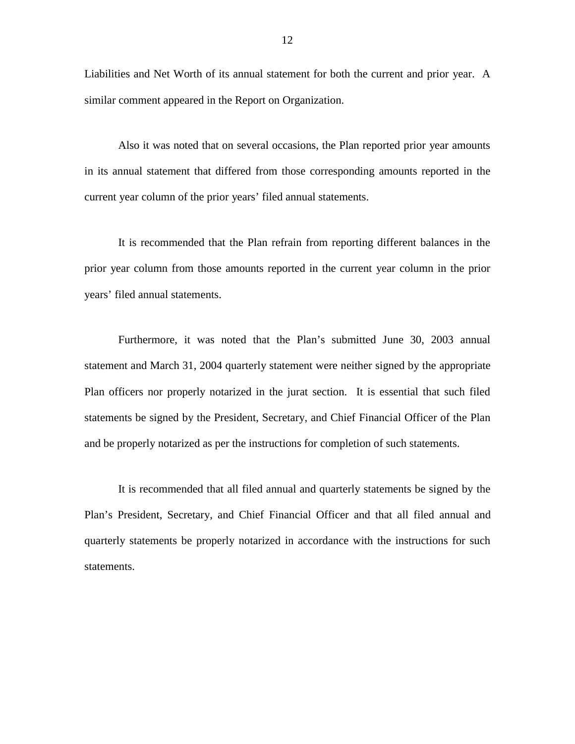Liabilities and Net Worth of its annual statement for both the current and prior year. A similar comment appeared in the Report on Organization.

Also it was noted that on several occasions, the Plan reported prior year amounts in its annual statement that differed from those corresponding amounts reported in the current year column of the prior years' filed annual statements.

It is recommended that the Plan refrain from reporting different balances in the prior year column from those amounts reported in the current year column in the prior years' filed annual statements.

Furthermore, it was noted that the Plan's submitted June 30, 2003 annual statement and March 31, 2004 quarterly statement were neither signed by the appropriate Plan officers nor properly notarized in the jurat section. It is essential that such filed statements be signed by the President, Secretary, and Chief Financial Officer of the Plan and be properly notarized as per the instructions for completion of such statements.

It is recommended that all filed annual and quarterly statements be signed by the Plan's President, Secretary, and Chief Financial Officer and that all filed annual and quarterly statements be properly notarized in accordance with the instructions for such statements.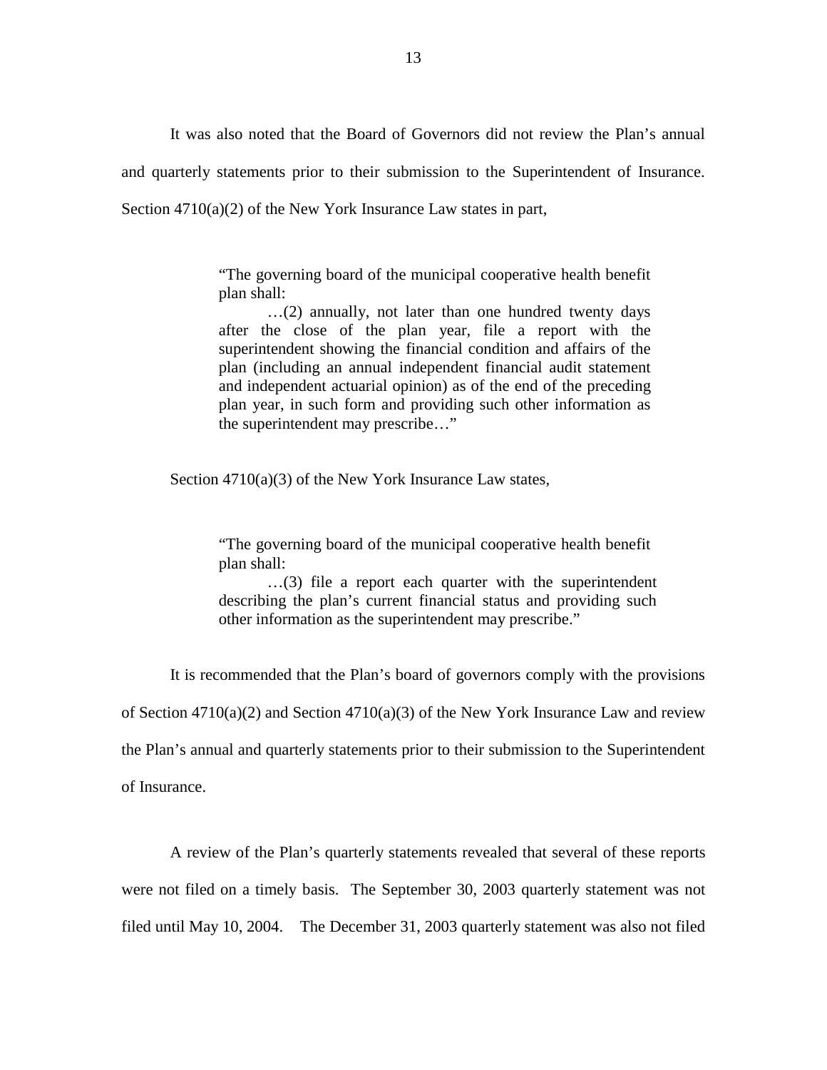It was also noted that the Board of Governors did not review the Plan's annual and quarterly statements prior to their submission to the Superintendent of Insurance. Section 4710(a)(2) of the New York Insurance Law states in part,

> "The governing board of the municipal cooperative health benefit plan shall:
>
> …(2) annually, not later than one hundred twenty days after the close of the plan year, file a report with the superintendent showing the financial condition and affairs of the plan (including an annual independent financial audit statement and independent actuarial opinion) as of the end of the preceding plan year, in such form and providing such other information as the superintendent may prescribe…"

Section 4710(a)(3) of the New York Insurance Law states,

> "The governing board of the municipal cooperative health benefit plan shall:
>
> …(3) file a report each quarter with the superintendent describing the plan's current financial status and providing such other information as the superintendent may prescribe."

It is recommended that the Plan's board of governors comply with the provisions of Section 4710(a)(2) and Section 4710(a)(3) of the New York Insurance Law and review the Plan's annual and quarterly statements prior to their submission to the Superintendent of Insurance.

A review of the Plan's quarterly statements revealed that several of these reports were not filed on a timely basis. The September 30, 2003 quarterly statement was not filed until May 10, 2004. The December 31, 2003 quarterly statement was also not filed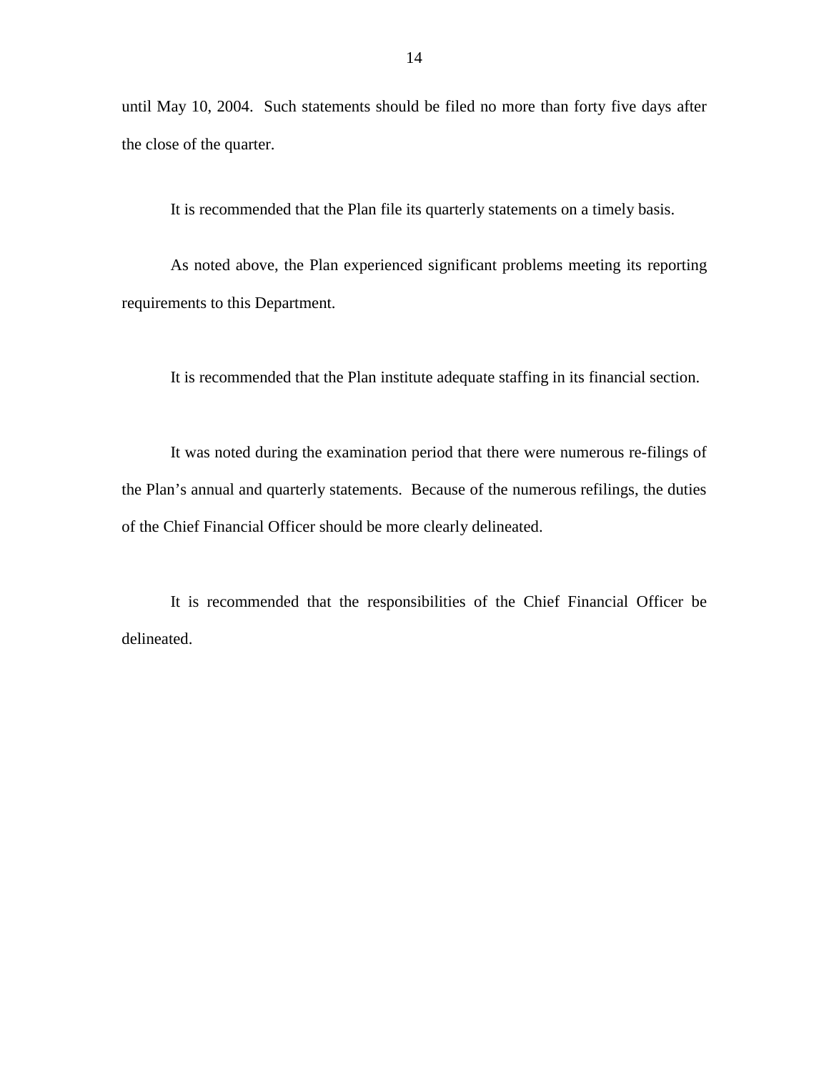until May 10, 2004. Such statements should be filed no more than forty five days after the close of the quarter.

It is recommended that the Plan file its quarterly statements on a timely basis.

As noted above, the Plan experienced significant problems meeting its reporting requirements to this Department.

It is recommended that the Plan institute adequate staffing in its financial section.

It was noted during the examination period that there were numerous re-filings of the Plan's annual and quarterly statements. Because of the numerous refilings, the duties of the Chief Financial Officer should be more clearly delineated.

It is recommended that the responsibilities of the Chief Financial Officer be delineated.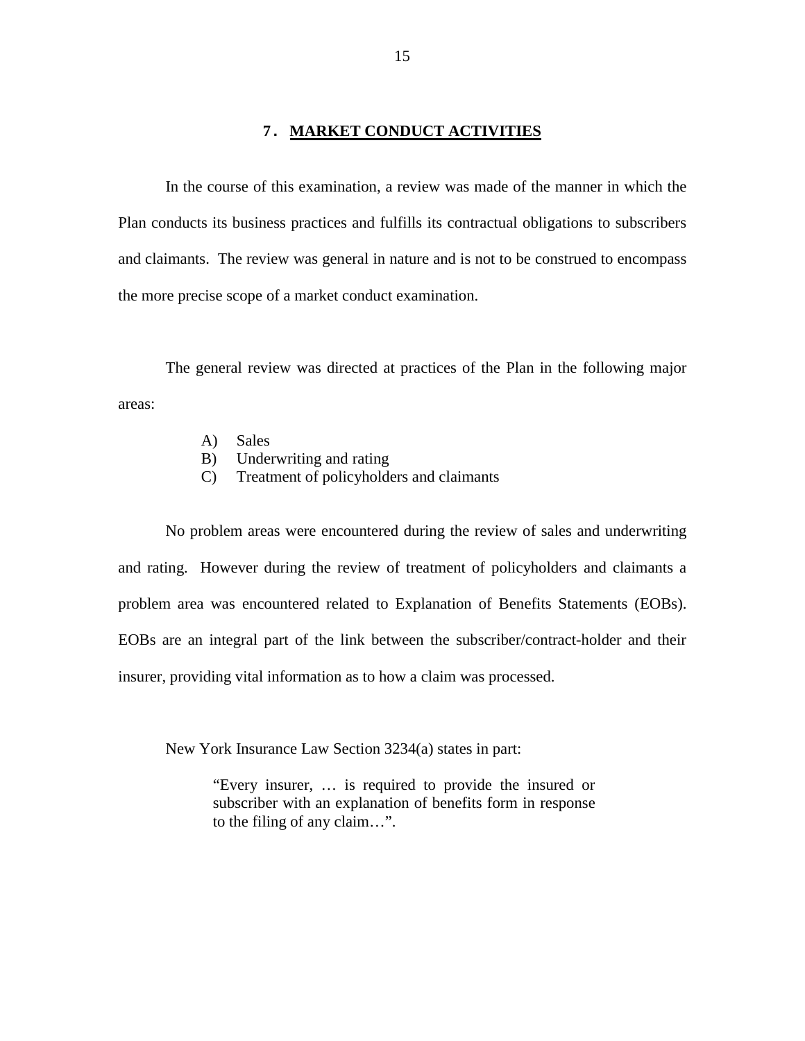## 7. MARKET CONDUCT ACTIVITIES

In the course of this examination, a review was made of the manner in which the Plan conducts its business practices and fulfills its contractual obligations to subscribers and claimants. The review was general in nature and is not to be construed to encompass the more precise scope of a market conduct examination.

The general review was directed at practices of the Plan in the following major areas:

A) Sales
B) Underwriting and rating
C) Treatment of policyholders and claimants

No problem areas were encountered during the review of sales and underwriting and rating. However during the review of treatment of policyholders and claimants a problem area was encountered related to Explanation of Benefits Statements (EOBs). EOBs are an integral part of the link between the subscriber/contract-holder and their insurer, providing vital information as to how a claim was processed.

New York Insurance Law Section 3234(a) states in part:

> "Every insurer, … is required to provide the insured or subscriber with an explanation of benefits form in response to the filing of any claim…".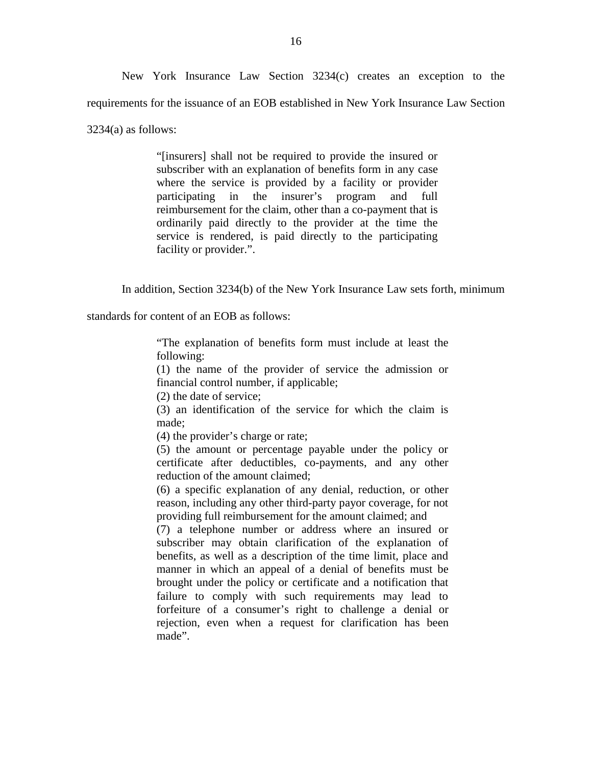New York Insurance Law Section 3234(c) creates an exception to the requirements for the issuance of an EOB established in New York Insurance Law Section 3234(a) as follows:

> "[insurers] shall not be required to provide the insured or subscriber with an explanation of benefits form in any case where the service is provided by a facility or provider participating in the insurer's program and full reimbursement for the claim, other than a co-payment that is ordinarily paid directly to the provider at the time the service is rendered, is paid directly to the participating facility or provider.".

In addition, Section 3234(b) of the New York Insurance Law sets forth, minimum standards for content of an EOB as follows:

> "The explanation of benefits form must include at least the following:
> (1) the name of the provider of service the admission or financial control number, if applicable;
> (2) the date of service;
> (3) an identification of the service for which the claim is made;
> (4) the provider's charge or rate;
> (5) the amount or percentage payable under the policy or certificate after deductibles, co-payments, and any other reduction of the amount claimed;
> (6) a specific explanation of any denial, reduction, or other reason, including any other third-party payor coverage, for not providing full reimbursement for the amount claimed; and
> (7) a telephone number or address where an insured or subscriber may obtain clarification of the explanation of benefits, as well as a description of the time limit, place and manner in which an appeal of a denial of benefits must be brought under the policy or certificate and a notification that failure to comply with such requirements may lead to forfeiture of a consumer's right to challenge a denial or rejection, even when a request for clarification has been made".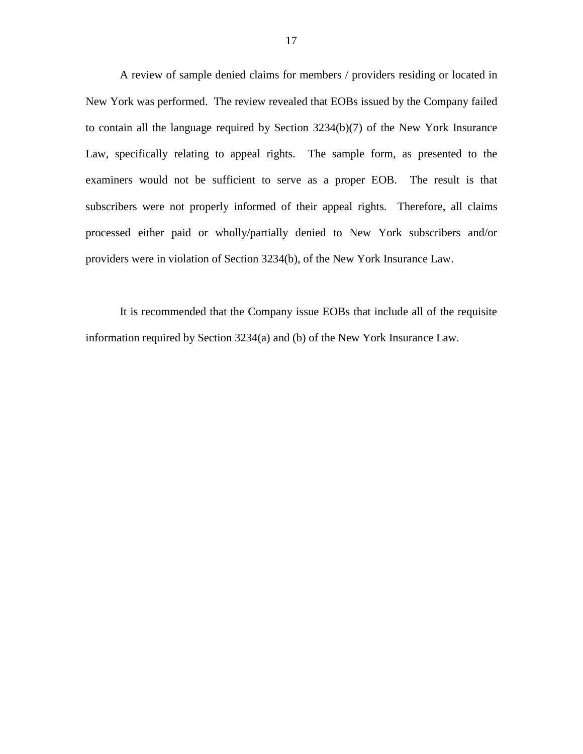A review of sample denied claims for members / providers residing or located in New York was performed. The review revealed that EOBs issued by the Company failed to contain all the language required by Section 3234(b)(7) of the New York Insurance Law, specifically relating to appeal rights. The sample form, as presented to the examiners would not be sufficient to serve as a proper EOB. The result is that subscribers were not properly informed of their appeal rights. Therefore, all claims processed either paid or wholly/partially denied to New York subscribers and/or providers were in violation of Section 3234(b), of the New York Insurance Law.

It is recommended that the Company issue EOBs that include all of the requisite information required by Section 3234(a) and (b) of the New York Insurance Law.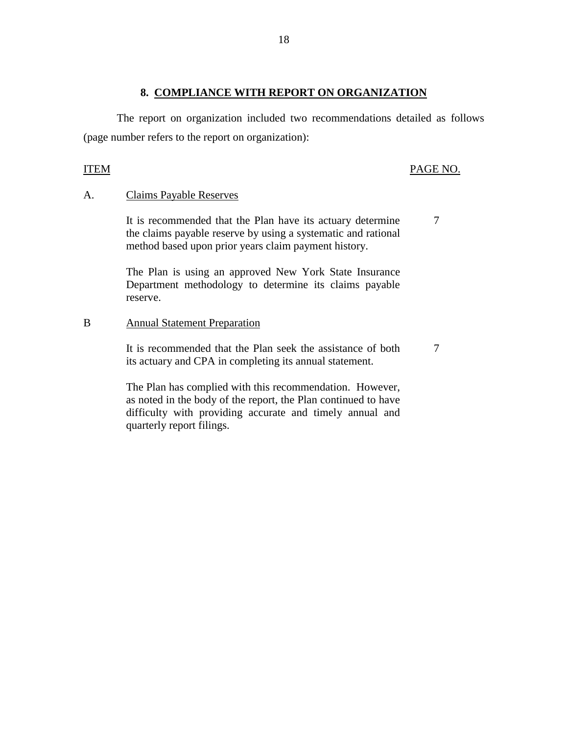## 8. COMPLIANCE WITH REPORT ON ORGANIZATION

The report on organization included two recommendations detailed as follows (page number refers to the report on organization):

| ITEM | | PAGE NO. |
|---|---|---|
| A. | Claims Payable Reserves | |
| | It is recommended that the Plan have its actuary determine the claims payable reserve by using a systematic and rational method based upon prior years claim payment history. | 7 |
| | The Plan is using an approved New York State Insurance Department methodology to determine its claims payable reserve. | |
| B | Annual Statement Preparation | |
| | It is recommended that the Plan seek the assistance of both its actuary and CPA in completing its annual statement. | 7 |
| | The Plan has complied with this recommendation. However, as noted in the body of the report, the Plan continued to have difficulty with providing accurate and timely annual and quarterly report filings. | |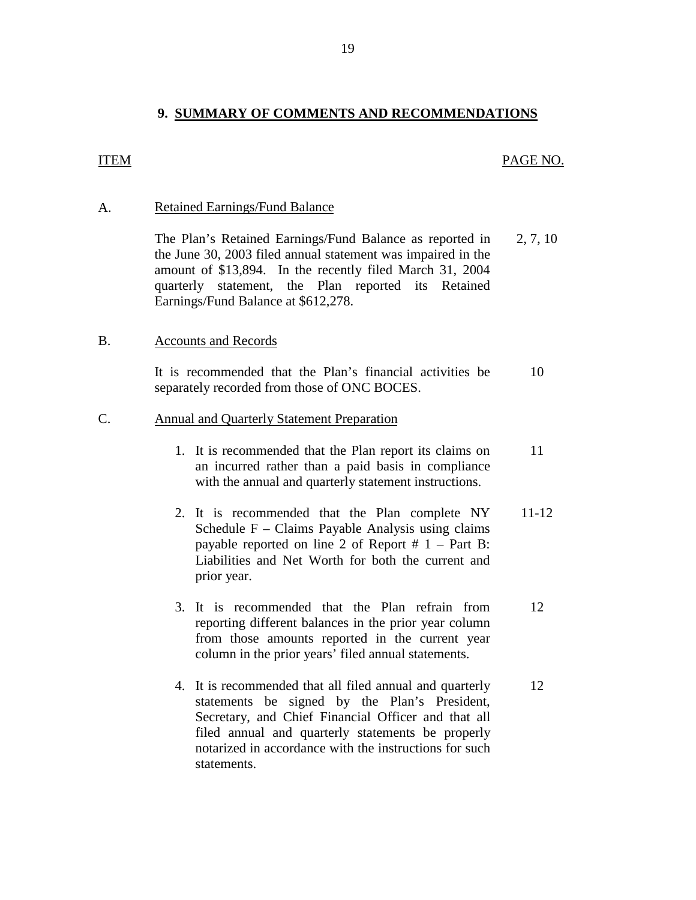## 9. SUMMARY OF COMMENTS AND RECOMMENDATIONS

| ITEM | | PAGE NO. |
|---|---|---|
| A. | Retained Earnings/Fund Balance | |
| | The Plan's Retained Earnings/Fund Balance as reported in the June 30, 2003 filed annual statement was impaired in the amount of $13,894. In the recently filed March 31, 2004 quarterly statement, the Plan reported its Retained Earnings/Fund Balance at $612,278. | 2, 7, 10 |
| B. | Accounts and Records | |
| | It is recommended that the Plan's financial activities be separately recorded from those of ONC BOCES. | 10 |
| C. | Annual and Quarterly Statement Preparation | |
| | 1. It is recommended that the Plan report its claims on an incurred rather than a paid basis in compliance with the annual and quarterly statement instructions. | 11 |
| | 2. It is recommended that the Plan complete NY Schedule F – Claims Payable Analysis using claims payable reported on line 2 of Report # 1 – Part B: Liabilities and Net Worth for both the current and prior year. | 11-12 |
| | 3. It is recommended that the Plan refrain from reporting different balances in the prior year column from those amounts reported in the current year column in the prior years' filed annual statements. | 12 |
| | 4. It is recommended that all filed annual and quarterly statements be signed by the Plan's President, Secretary, and Chief Financial Officer and that all filed annual and quarterly statements be properly notarized in accordance with the instructions for such statements. | 12 |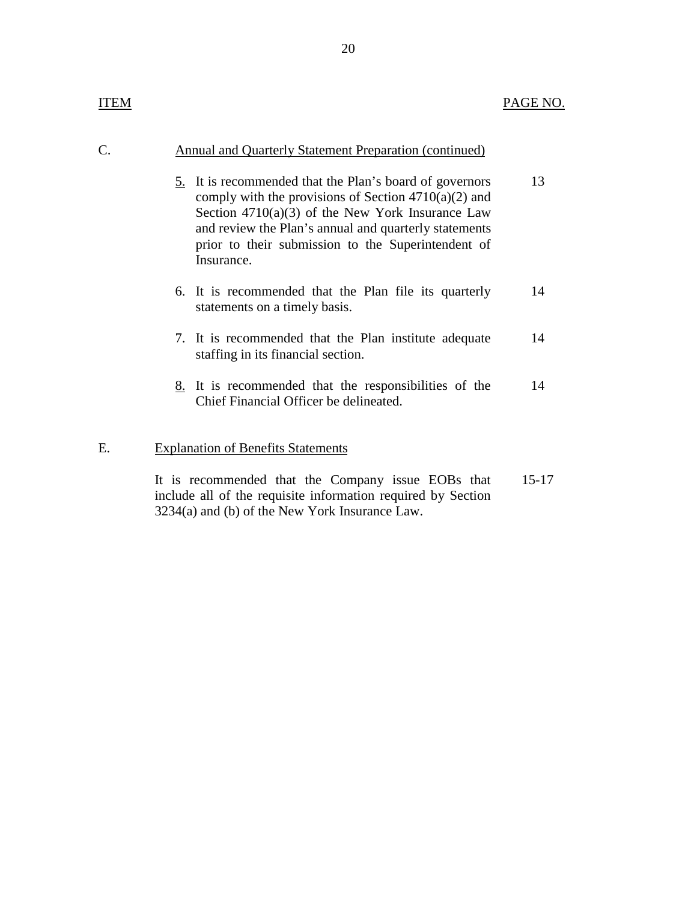| ITEM | | PAGE NO. |
|---|---|---|
| C. | Annual and Quarterly Statement Preparation (continued) | |
| | 5. It is recommended that the Plan's board of governors comply with the provisions of Section 4710(a)(2) and Section 4710(a)(3) of the New York Insurance Law and review the Plan's annual and quarterly statements prior to their submission to the Superintendent of Insurance. | 13 |
| | 6. It is recommended that the Plan file its quarterly statements on a timely basis. | 14 |
| | 7. It is recommended that the Plan institute adequate staffing in its financial section. | 14 |
| | 8. It is recommended that the responsibilities of the Chief Financial Officer be delineated. | 14 |
| E. | Explanation of Benefits Statements | |
| | It is recommended that the Company issue EOBs that include all of the requisite information required by Section 3234(a) and (b) of the New York Insurance Law. | 15-17 |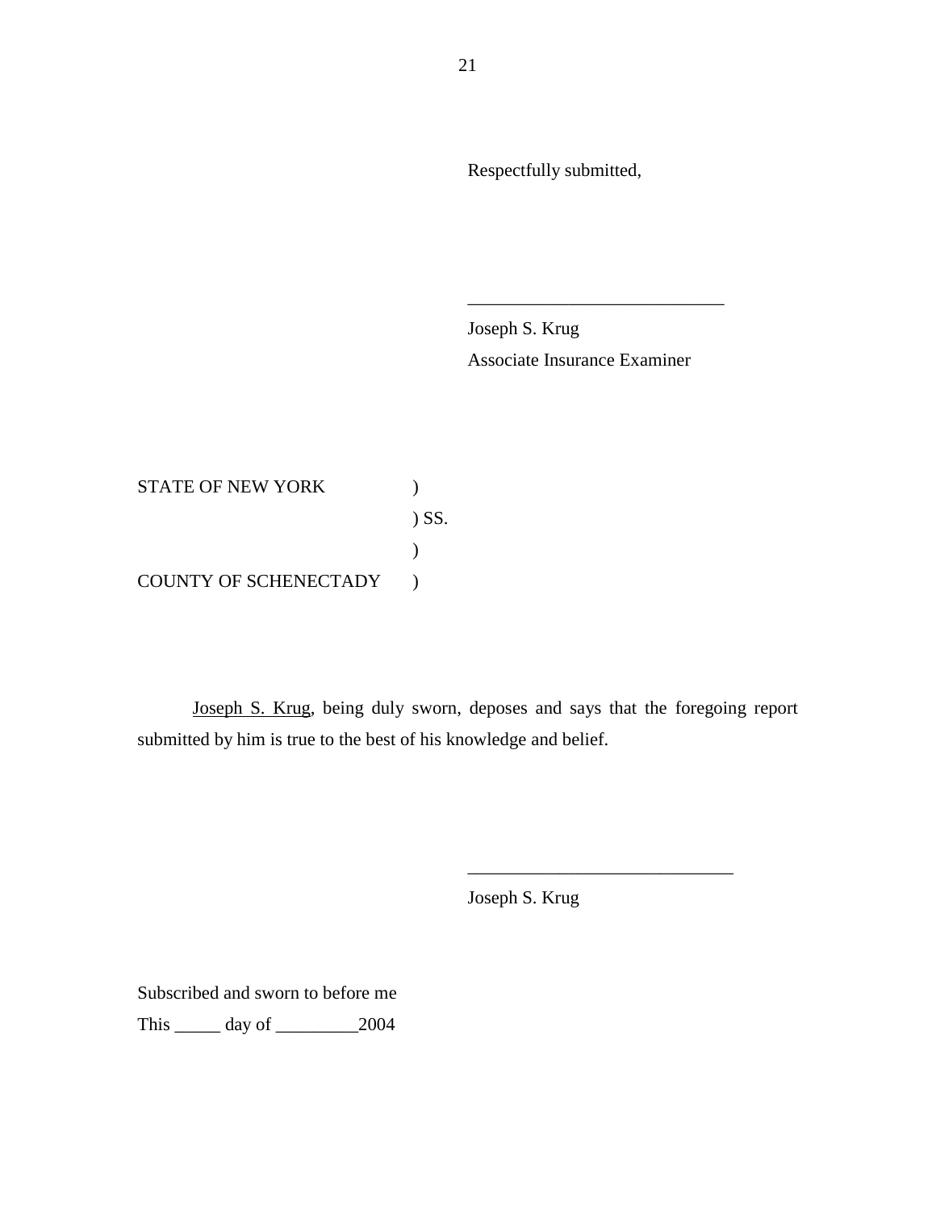Respectfully submitted,

_____________________________

Joseph S. Krug
Associate Insurance Examiner

STATE OF NEW YORK )
) SS.
)
COUNTY OF SCHENECTADY )

Joseph S. Krug, being duly sworn, deposes and says that the foregoing report submitted by him is true to the best of his knowledge and belief.

_____________________________

Joseph S. Krug

Subscribed and sworn to before me
This _____ day of _________2004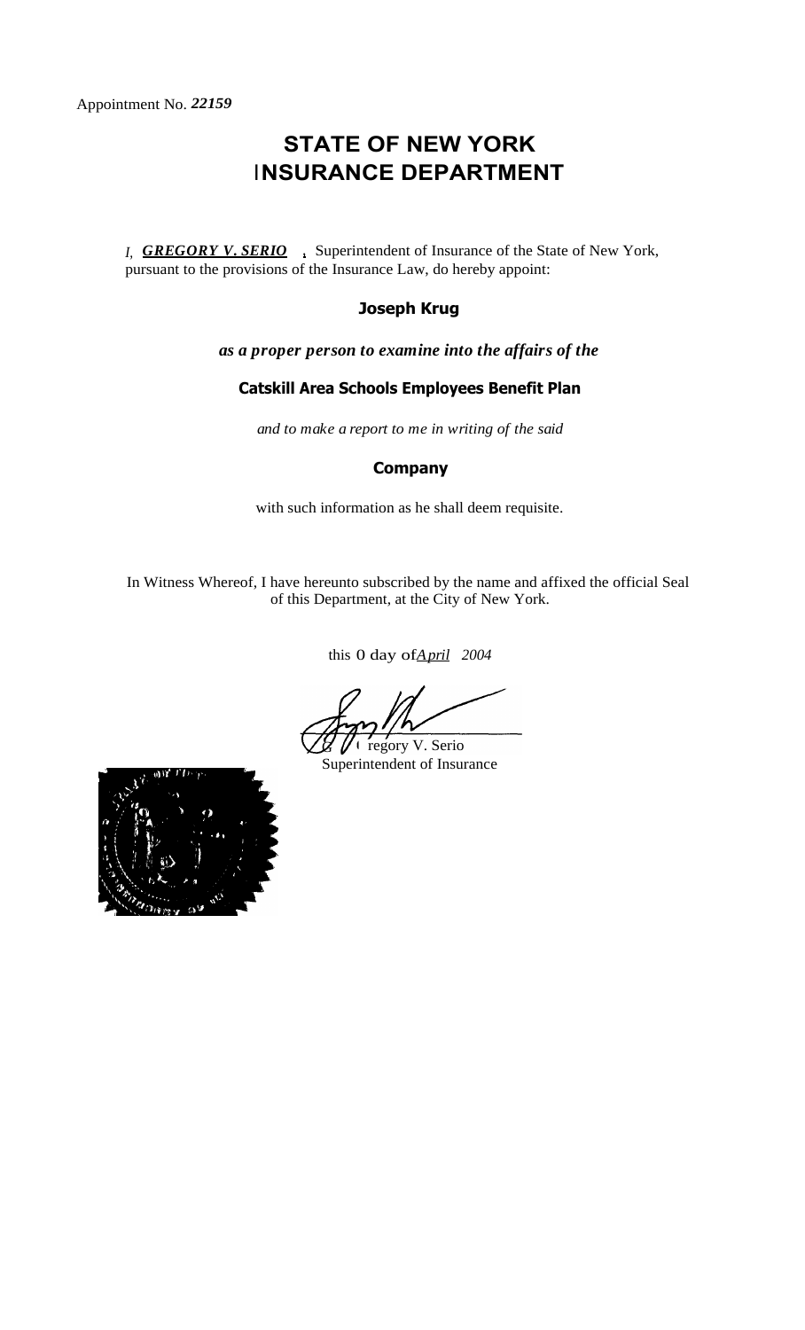Appointment No. ***22159***

# STATE OF NEW YORK
# INSURANCE DEPARTMENT

*I,* ***GREGORY V. SERIO*** , Superintendent of Insurance of the State of New York, pursuant to the provisions of the Insurance Law, do hereby appoint:

**Joseph Krug**

***as a proper person to examine into the affairs of the***

**Catskill Area Schools Employees Benefit Plan**

*and to make a report to me in writing of the said*

**Company**

with such information as he shall deem requisite.

In Witness Whereof, I have hereunto subscribed by the name and affixed the official Seal of this Department, at the City of New York.

this 0 day of *April 2004*

Gregory V. Serio
Superintendent of Insurance